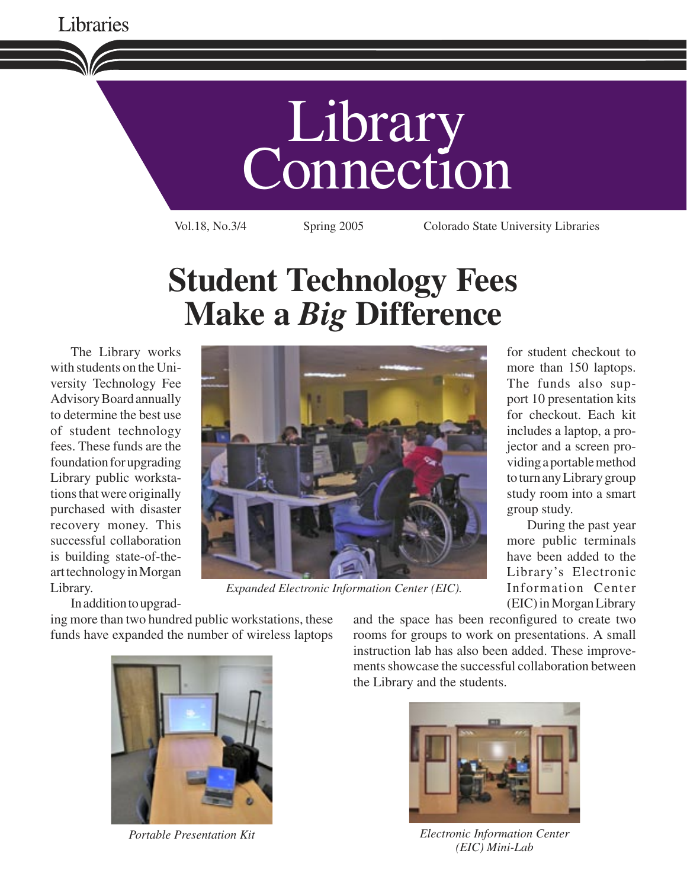Libraries

# Library Connection

Vol.18, No.3/4 Spring 2005 Colorado State University Libraries

# Student Technology Fees Make a *Big* Difference

The Library works with students on the University Technology Fee Advisory Board annually to determine the best use of student technology fees. These funds are the foundation for upgrading Library public workstations that were originally purchased with disaster recovery money. This successful collaboration is building state-of-the-art technology in Morgan Library.

In addition to upgrading more than two hundred public workstations, these funds have expanded the number of wireless laptops for student checkout to more than 150 laptops. The funds also support 10 presentation kits for checkout. Each kit includes a laptop, a projector and a screen providing a portable method to turn any Library group study room into a smart group study.

During the past year more public terminals have been added to the Library's Electronic Information Center (EIC) in Morgan Library and the space has been reconfigured to create two rooms for groups to work on presentations. A small instruction lab has also been added. These improvements showcase the successful collaboration between the Library and the students.

*Expanded Electronic Information Center (EIC).*

*Portable Presentation Kit*

*Electronic Information Center (EIC) Mini-Lab*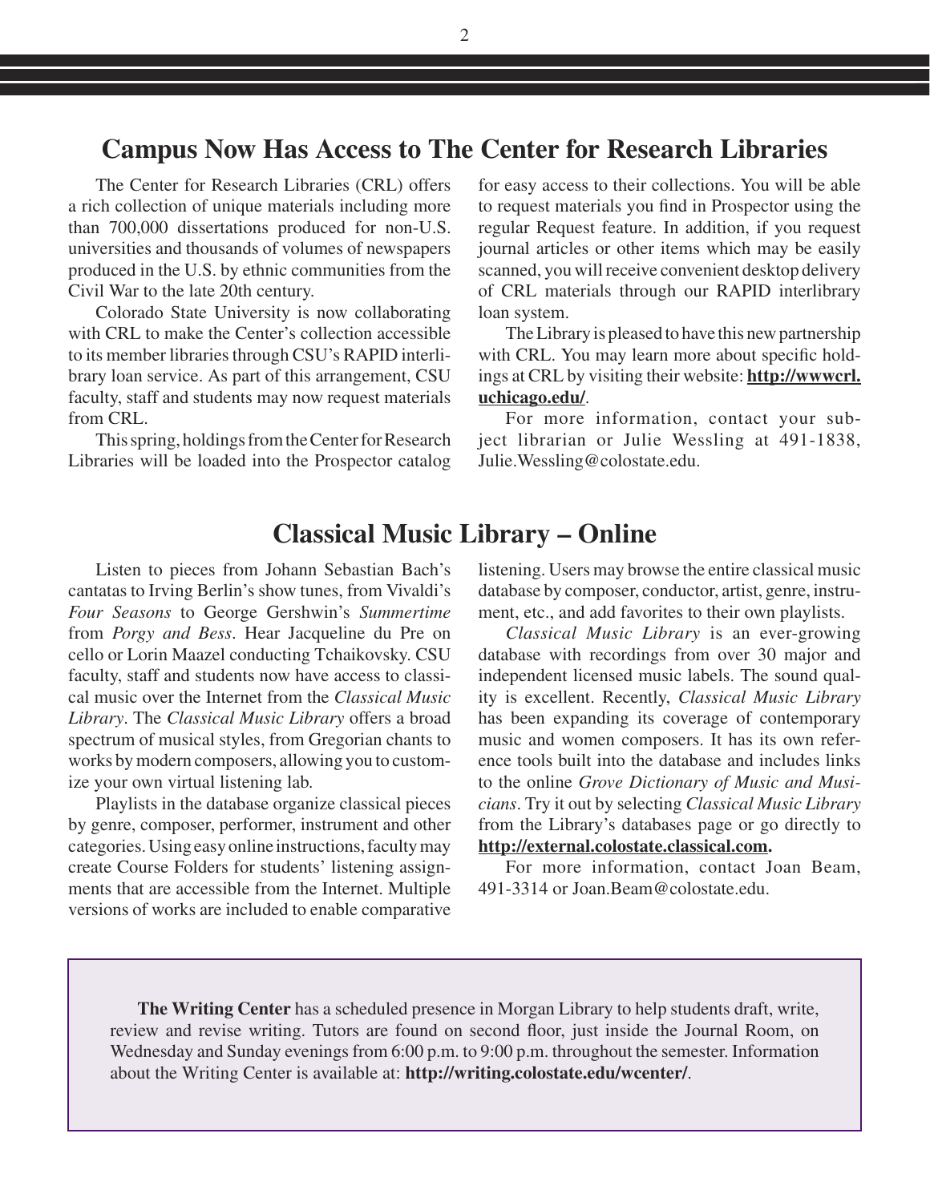## Campus Now Has Access to The Center for Research Libraries

The Center for Research Libraries (CRL) offers a rich collection of unique materials including more than 700,000 dissertations produced for non-U.S. universities and thousands of volumes of newspapers produced in the U.S. by ethnic communities from the Civil War to the late 20th century.

Colorado State University is now collaborating with CRL to make the Center's collection accessible to its member libraries through CSU's RAPID interlibrary loan service. As part of this arrangement, CSU faculty, staff and students may now request materials from CRL.

This spring, holdings from the Center for Research Libraries will be loaded into the Prospector catalog for easy access to their collections. You will be able to request materials you find in Prospector using the regular Request feature. In addition, if you request journal articles or other items which may be easily scanned, you will receive convenient desktop delivery of CRL materials through our RAPID interlibrary loan system.

The Library is pleased to have this new partnership with CRL. You may learn more about specific holdings at CRL by visiting their website: **http://wwwcrl.uchicago.edu/**.

For more information, contact your subject librarian or Julie Wessling at 491-1838, Julie.Wessling@colostate.edu.

## Classical Music Library – Online

Listen to pieces from Johann Sebastian Bach's cantatas to Irving Berlin's show tunes, from Vivaldi's *Four Seasons* to George Gershwin's *Summertime* from *Porgy and Bess*. Hear Jacqueline du Pre on cello or Lorin Maazel conducting Tchaikovsky. CSU faculty, staff and students now have access to classical music over the Internet from the *Classical Music Library*. The *Classical Music Library* offers a broad spectrum of musical styles, from Gregorian chants to works by modern composers, allowing you to customize your own virtual listening lab.

Playlists in the database organize classical pieces by genre, composer, performer, instrument and other categories. Using easy online instructions, faculty may create Course Folders for students' listening assignments that are accessible from the Internet. Multiple versions of works are included to enable comparative listening. Users may browse the entire classical music database by composer, conductor, artist, genre, instrument, etc., and add favorites to their own playlists.

*Classical Music Library* is an ever-growing database with recordings from over 30 major and independent licensed music labels. The sound quality is excellent. Recently, *Classical Music Library* has been expanding its coverage of contemporary music and women composers. It has its own reference tools built into the database and includes links to the online *Grove Dictionary of Music and Musicians*. Try it out by selecting *Classical Music Library* from the Library's databases page or go directly to **http://external.colostate.classical.com.**

For more information, contact Joan Beam, 491-3314 or Joan.Beam@colostate.edu.

**The Writing Center** has a scheduled presence in Morgan Library to help students draft, write, review and revise writing. Tutors are found on second floor, just inside the Journal Room, on Wednesday and Sunday evenings from 6:00 p.m. to 9:00 p.m. throughout the semester. Information about the Writing Center is available at: **http://writing.colostate.edu/wcenter/**.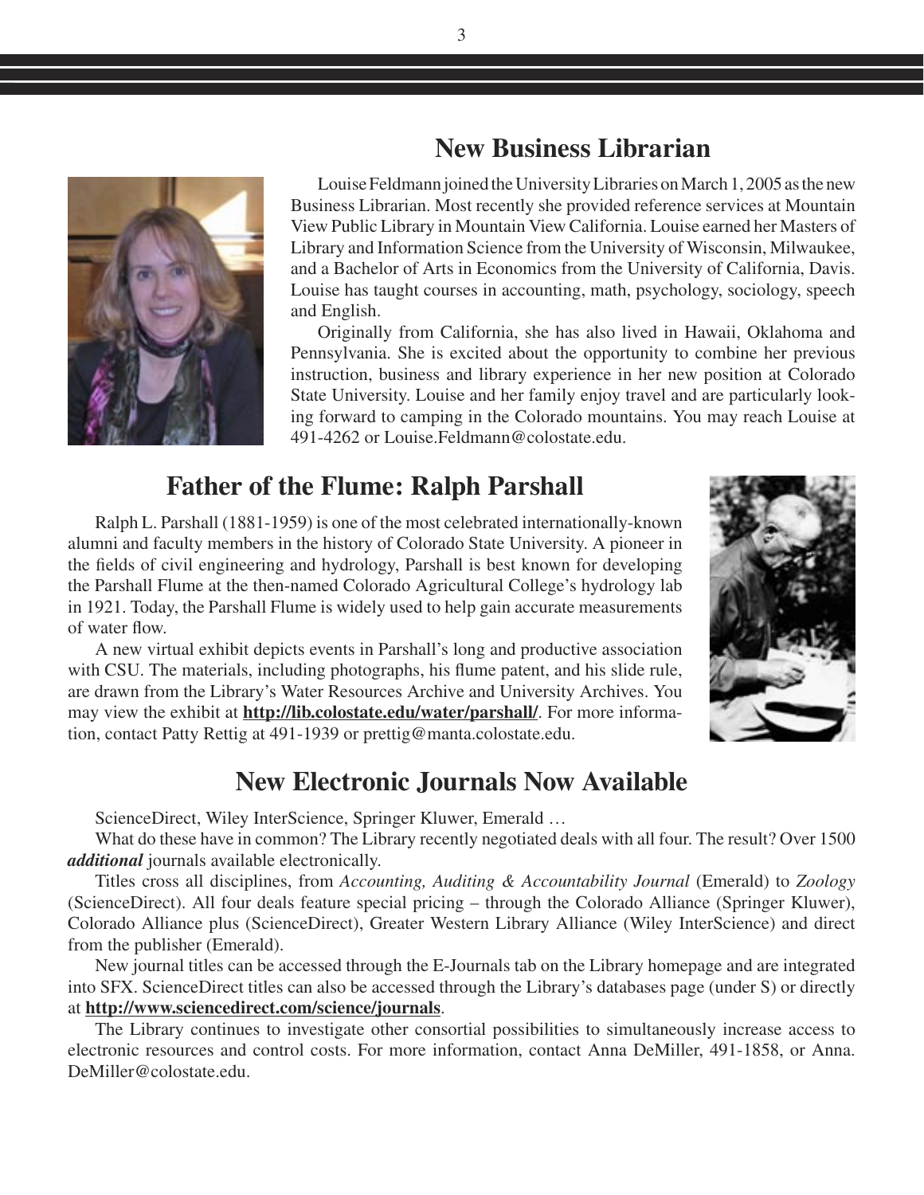## New Business Librarian

Louise Feldmann joined the University Libraries on March 1, 2005 as the new Business Librarian. Most recently she provided reference services at Mountain View Public Library in Mountain View California. Louise earned her Masters of Library and Information Science from the University of Wisconsin, Milwaukee, and a Bachelor of Arts in Economics from the University of California, Davis. Louise has taught courses in accounting, math, psychology, sociology, speech and English.

Originally from California, she has also lived in Hawaii, Oklahoma and Pennsylvania. She is excited about the opportunity to combine her previous instruction, business and library experience in her new position at Colorado State University. Louise and her family enjoy travel and are particularly looking forward to camping in the Colorado mountains. You may reach Louise at 491-4262 or Louise.Feldmann@colostate.edu.

## Father of the Flume: Ralph Parshall

Ralph L. Parshall (1881-1959) is one of the most celebrated internationally-known alumni and faculty members in the history of Colorado State University. A pioneer in the fields of civil engineering and hydrology, Parshall is best known for developing the Parshall Flume at the then-named Colorado Agricultural College's hydrology lab in 1921. Today, the Parshall Flume is widely used to help gain accurate measurements of water flow.

A new virtual exhibit depicts events in Parshall's long and productive association with CSU. The materials, including photographs, his flume patent, and his slide rule, are drawn from the Library's Water Resources Archive and University Archives. You may view the exhibit at **http://lib.colostate.edu/water/parshall/**. For more information, contact Patty Rettig at 491-1939 or prettig@manta.colostate.edu.

## New Electronic Journals Now Available

ScienceDirect, Wiley InterScience, Springer Kluwer, Emerald …

What do these have in common? The Library recently negotiated deals with all four. The result? Over 1500 ***additional*** journals available electronically.

Titles cross all disciplines, from *Accounting, Auditing & Accountability Journal* (Emerald) to *Zoology* (ScienceDirect). All four deals feature special pricing – through the Colorado Alliance (Springer Kluwer), Colorado Alliance plus (ScienceDirect), Greater Western Library Alliance (Wiley InterScience) and direct from the publisher (Emerald).

New journal titles can be accessed through the E-Journals tab on the Library homepage and are integrated into SFX. ScienceDirect titles can also be accessed through the Library's databases page (under S) or directly at **http://www.sciencedirect.com/science/journals**.

The Library continues to investigate other consortial possibilities to simultaneously increase access to electronic resources and control costs. For more information, contact Anna DeMiller, 491-1858, or Anna.DeMiller@colostate.edu.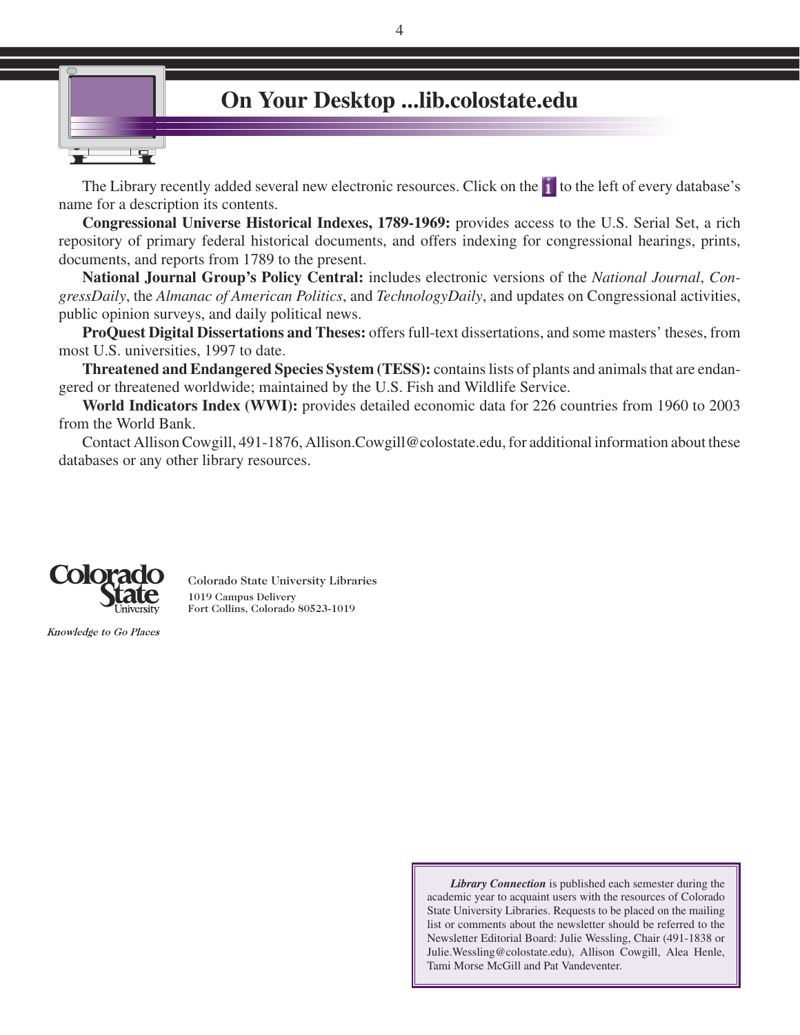## On Your Desktop ...lib.colostate.edu

The Library recently added several new electronic resources. Click on the i to the left of every database's name for a description its contents.

**Congressional Universe Historical Indexes, 1789-1969:** provides access to the U.S. Serial Set, a rich repository of primary federal historical documents, and offers indexing for congressional hearings, prints, documents, and reports from 1789 to the present.

**National Journal Group's Policy Central:** includes electronic versions of the *National Journal*, *CongressDaily*, the *Almanac of American Politics*, and *TechnologyDaily*, and updates on Congressional activities, public opinion surveys, and daily political news.

**ProQuest Digital Dissertations and Theses:** offers full-text dissertations, and some masters' theses, from most U.S. universities, 1997 to date.

**Threatened and Endangered Species System (TESS):** contains lists of plants and animals that are endangered or threatened worldwide; maintained by the U.S. Fish and Wildlife Service.

**World Indicators Index (WWI):** provides detailed economic data for 226 countries from 1960 to 2003 from the World Bank.

Contact Allison Cowgill, 491-1876, Allison.Cowgill@colostate.edu, for additional information about these databases or any other library resources.

Colorado State University

*Knowledge to Go Places*

Colorado State University Libraries
1019 Campus Delivery
Fort Collins, Colorado 80523-1019

***Library Connection*** is published each semester during the academic year to acquaint users with the resources of Colorado State University Libraries. Requests to be placed on the mailing list or comments about the newsletter should be referred to the Newsletter Editorial Board: Julie Wessling, Chair (491-1838 or Julie.Wessling@colostate.edu), Allison Cowgill, Alea Henle, Tami Morse McGill and Pat Vandeventer.